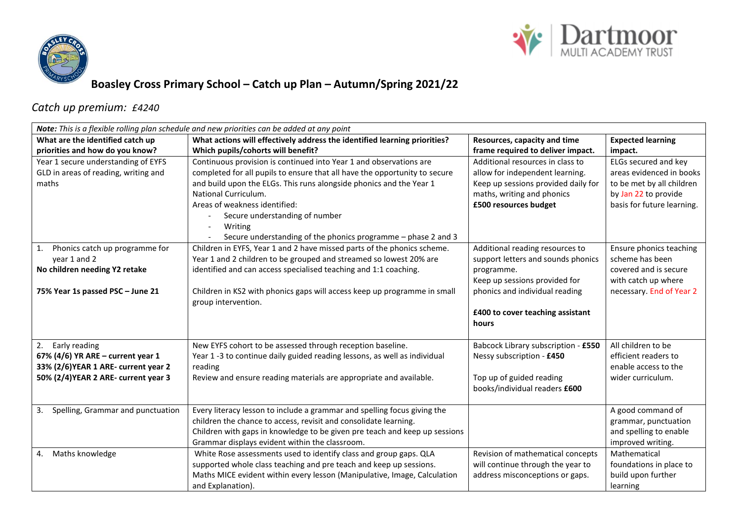# Boasley Cross Primary School – Catch up Plan – Autumn/Spring 2021/22

*Catch up premium: £4240*

***Note:*** *This is a flexible rolling plan schedule and new priorities can be added at any point*

| What are the identified catch up priorities and how do you know? | What actions will effectively address the identified learning priorities? Which pupils/cohorts will benefit? | Resources, capacity and time frame required to deliver impact. | Expected learning impact. |
|---|---|---|---|
| Year 1 secure understanding of EYFS GLD in areas of reading, writing and maths | Continuous provision is continued into Year 1 and observations are completed for all pupils to ensure that all have the opportunity to secure and build upon the ELGs. This runs alongside phonics and the Year 1 National Curriculum.<br>Areas of weakness identified:<br>- Secure understanding of number<br>- Writing<br>- Secure understanding of the phonics programme – phase 2 and 3 | Additional resources in class to allow for independent learning.<br>Keep up sessions provided daily for maths, writing and phonics<br>**£500 resources budget** | ELGs secured and key areas evidenced in books to be met by all children by Jan 22 to provide basis for future learning. |
| 1. Phonics catch up programme for year 1 and 2<br>**No children needing Y2 retake**<br><br>**75% Year 1s passed PSC – June 21** | Children in EYFS, Year 1 and 2 have missed parts of the phonics scheme. Year 1 and 2 children to be grouped and streamed so lowest 20% are identified and can access specialised teaching and 1:1 coaching.<br><br>Children in KS2 with phonics gaps will access keep up programme in small group intervention. | Additional reading resources to support letters and sounds phonics programme.<br>Keep up sessions provided for phonics and individual reading<br><br>**£400 to cover teaching assistant hours** | Ensure phonics teaching scheme has been covered and is secure with catch up where necessary. End of Year 2 |
| 2. Early reading<br>**67% (4/6) YR ARE – current year 1**<br>**33% (2/6)YEAR 1 ARE- current year 2**<br>**50% (2/4)YEAR 2 ARE- current year 3** | New EYFS cohort to be assessed through reception baseline.<br>Year 1 -3 to continue daily guided reading lessons, as well as individual reading<br>Review and ensure reading materials are appropriate and available. | Babcock Library subscription - **£550**<br>Nessy subscription - **£450**<br><br>Top up of guided reading books/individual readers **£600** | All children to be efficient readers to enable access to the wider curriculum. |
| 3. Spelling, Grammar and punctuation | Every literacy lesson to include a grammar and spelling focus giving the children the chance to access, revisit and consolidate learning.<br>Children with gaps in knowledge to be given pre teach and keep up sessions<br>Grammar displays evident within the classroom. | | A good command of grammar, punctuation and spelling to enable improved writing. |
| 4. Maths knowledge | White Rose assessments used to identify class and group gaps. QLA supported whole class teaching and pre teach and keep up sessions.<br>Maths MICE evident within every lesson (Manipulative, Image, Calculation and Explanation). | Revision of mathematical concepts will continue through the year to address misconceptions or gaps. | Mathematical foundations in place to build upon further learning |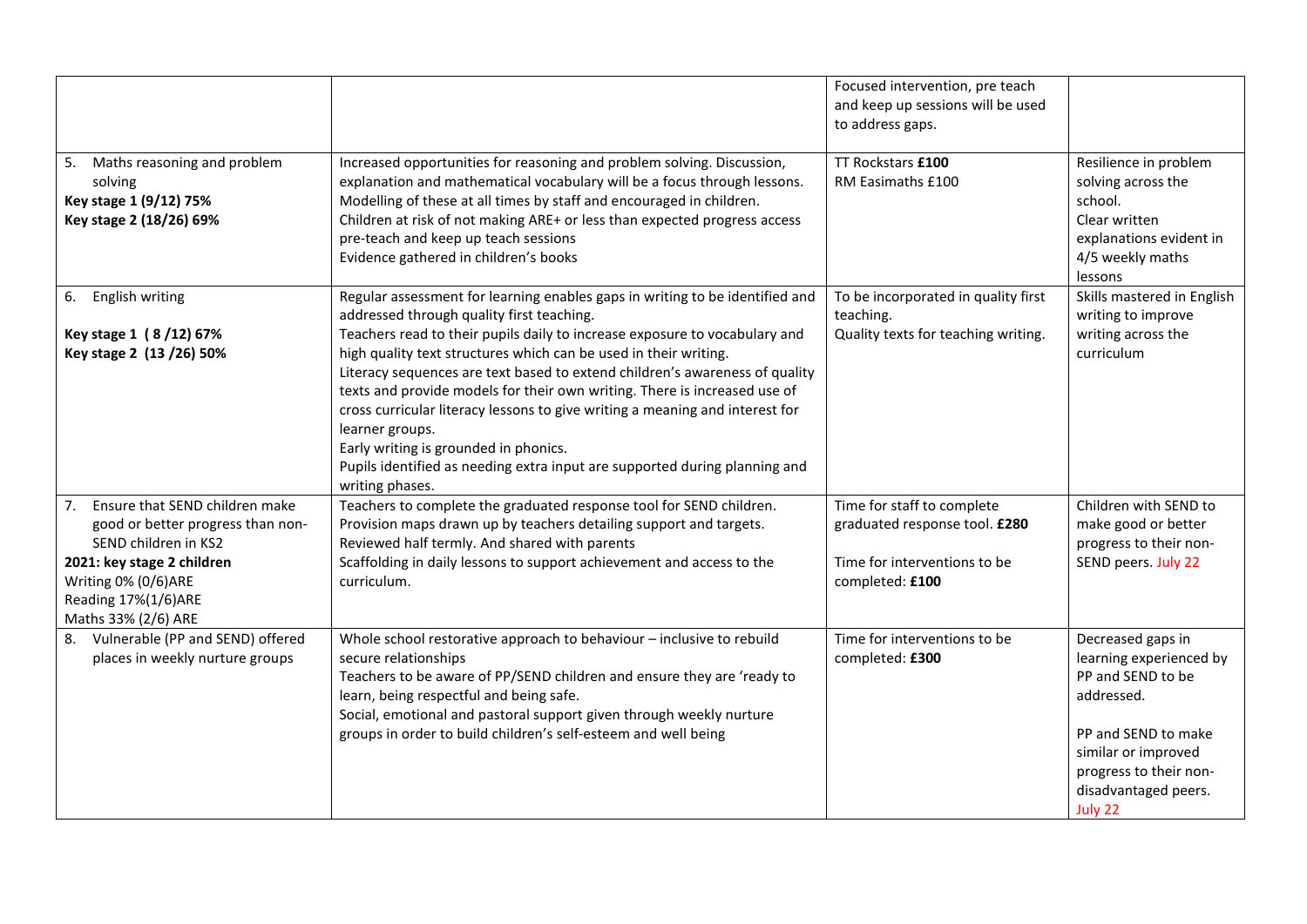| | | | |
|---|---|---|---|
| | | Focused intervention, pre teach and keep up sessions will be used to address gaps. | |
| 5. Maths reasoning and problem solving<br>**Key stage 1 (9/12) 75%**<br>**Key stage 2 (18/26) 69%** | Increased opportunities for reasoning and problem solving. Discussion, explanation and mathematical vocabulary will be a focus through lessons. Modelling of these at all times by staff and encouraged in children.<br>Children at risk of not making ARE+ or less than expected progress access pre-teach and keep up teach sessions<br>Evidence gathered in children's books | TT Rockstars **£100**<br>RM Easimaths £100 | Resilience in problem solving across the school.<br>Clear written explanations evident in 4/5 weekly maths lessons |
| 6. English writing<br><br>**Key stage 1 ( 8 /12) 67%**<br>**Key stage 2 (13 /26) 50%** | Regular assessment for learning enables gaps in writing to be identified and addressed through quality first teaching.<br>Teachers read to their pupils daily to increase exposure to vocabulary and high quality text structures which can be used in their writing.<br>Literacy sequences are text based to extend children's awareness of quality texts and provide models for their own writing. There is increased use of cross curricular literacy lessons to give writing a meaning and interest for learner groups.<br>Early writing is grounded in phonics.<br>Pupils identified as needing extra input are supported during planning and writing phases. | To be incorporated in quality first teaching.<br>Quality texts for teaching writing. | Skills mastered in English writing to improve writing across the curriculum |
| 7. Ensure that SEND children make good or better progress than non-SEND children in KS2<br>**2021: key stage 2 children**<br>Writing 0% (0/6)ARE<br>Reading 17%(1/6)ARE<br>Maths 33% (2/6) ARE | Teachers to complete the graduated response tool for SEND children.<br>Provision maps drawn up by teachers detailing support and targets.<br>Reviewed half termly. And shared with parents<br>Scaffolding in daily lessons to support achievement and access to the curriculum. | Time for staff to complete graduated response tool. **£280**<br><br>Time for interventions to be completed: **£100** | Children with SEND to make good or better progress to their non-SEND peers. July 22 |
| 8. Vulnerable (PP and SEND) offered places in weekly nurture groups | Whole school restorative approach to behaviour – inclusive to rebuild secure relationships<br>Teachers to be aware of PP/SEND children and ensure they are 'ready to learn, being respectful and being safe.<br>Social, emotional and pastoral support given through weekly nurture groups in order to build children's self-esteem and well being | Time for interventions to be completed: **£300** | Decreased gaps in learning experienced by PP and SEND to be addressed.<br><br>PP and SEND to make similar or improved progress to their non-disadvantaged peers.<br>July 22 |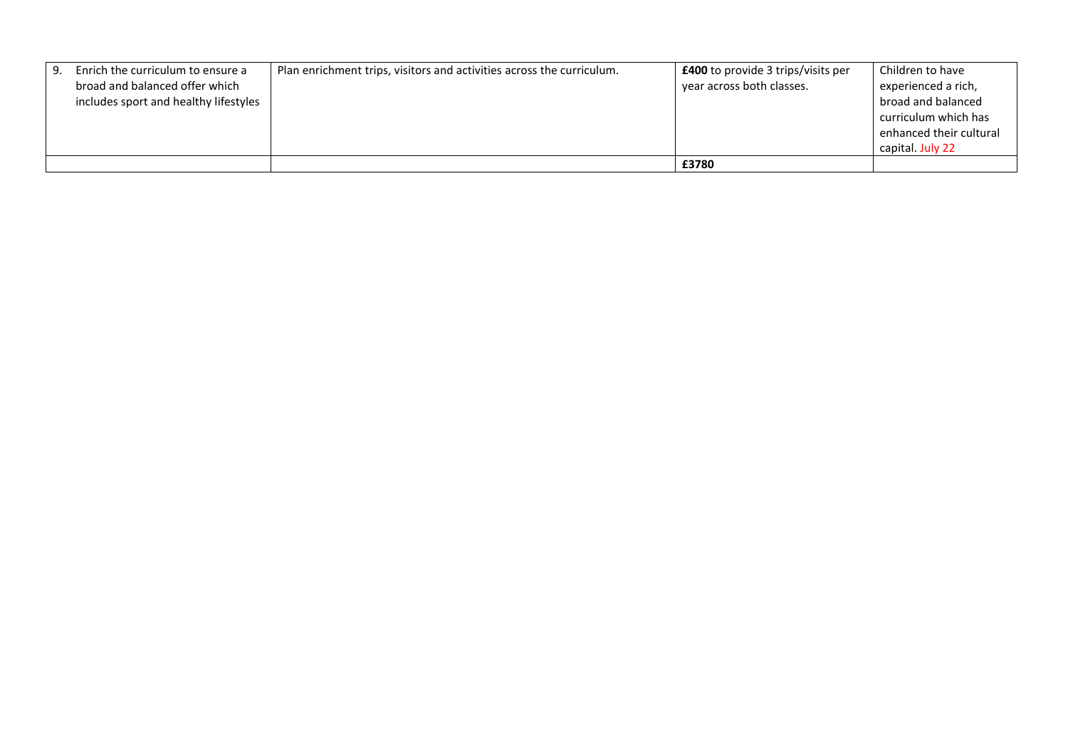| | | | |
|---|---|---|---|
| 9. Enrich the curriculum to ensure a broad and balanced offer which includes sport and healthy lifestyles | Plan enrichment trips, visitors and activities across the curriculum. | **£400** to provide 3 trips/visits per year across both classes. | Children to have experienced a rich, broad and balanced curriculum which has enhanced their cultural capital. July 22 |
| | | **£3780** | |